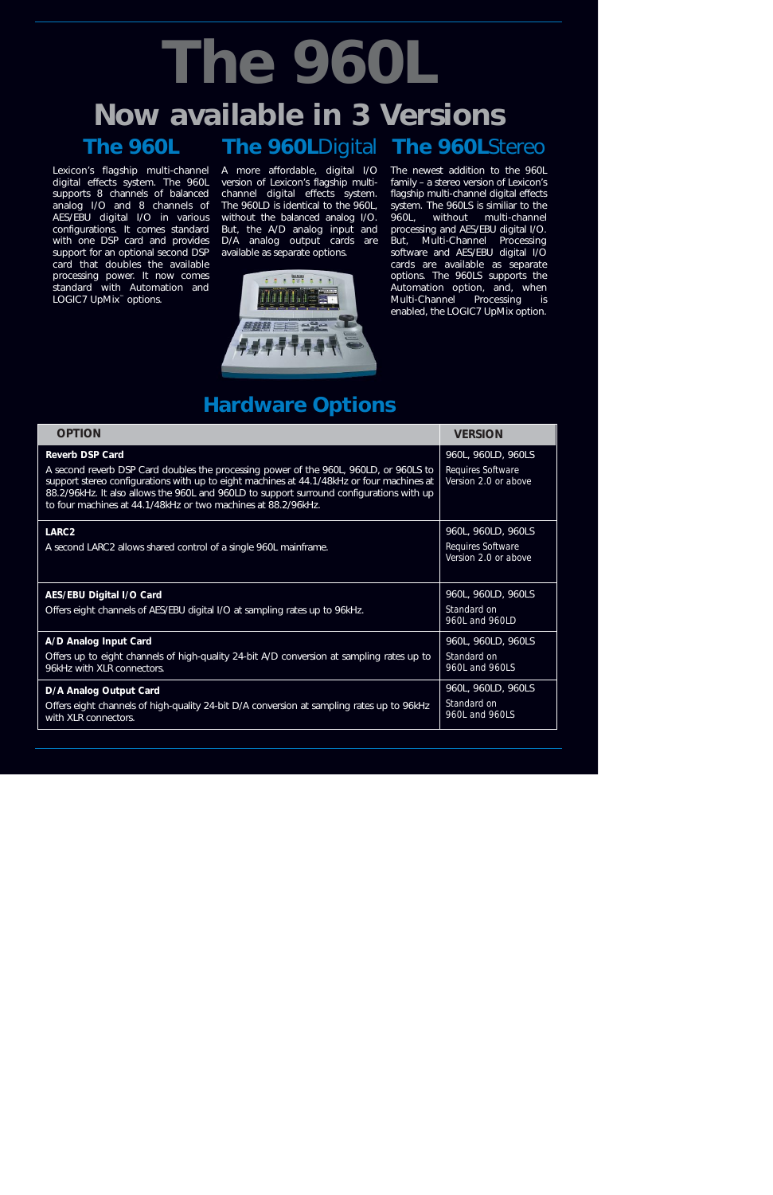# The 960L

## Now available in 3 Versions

### The 960L

Lexicon's flagship multi-channel digital effects system. The 960L supports 8 channels of balanced analog I/O and 8 channels of AES/EBU digital I/O in various configurations. It comes standard with one DSP card and provides support for an optional second DSP card that doubles the available processing power. It now comes standard with Automation and LOGIC7 UpMix™ options.

### The 960LDigital

A more affordable, digital I/O version of Lexicon's flagship multi-channel digital effects system. The 960LD is identical to the 960L, without the balanced analog I/O. But, the A/D analog input and D/A analog output cards are available as separate options.

### The 960LStereo

The newest addition to the 960L family – a stereo version of Lexicon's flagship multi-channel digital effects system. The 960LS is similiar to the 960L, without multi-channel processing and AES/EBU digital I/O. But, Multi-Channel Processing software and AES/EBU digital I/O cards are available as separate options. The 960LS supports the Automation option, and, when Multi-Channel Processing is enabled, the LOGIC7 UpMix option.

## Hardware Options

| OPTION | VERSION |
|---|---|
| **Reverb DSP Card**<br>A second reverb DSP Card doubles the processing power of the 960L, 960LD, or 960LS to support stereo configurations with up to eight machines at 44.1/48kHz or four machines at 88.2/96kHz. It also allows the 960L and 960LD to support surround configurations with up to four machines at 44.1/48kHz or two machines at 88.2/96kHz. | 960L, 960LD, 960LS<br>Requires Software Version 2.0 or above |
| **LARC2**<br>A second LARC2 allows shared control of a single 960L mainframe. | 960L, 960LD, 960LS<br>Requires Software Version 2.0 or above |
| **AES/EBU Digital I/O Card**<br>Offers eight channels of AES/EBU digital I/O at sampling rates up to 96kHz. | 960L, 960LD, 960LS<br>Standard on 960L and 960LD |
| **A/D Analog Input Card**<br>Offers up to eight channels of high-quality 24-bit A/D conversion at sampling rates up to 96kHz with XLR connectors. | 960L, 960LD, 960LS<br>Standard on 960L and 960LS |
| **D/A Analog Output Card**<br>Offers eight channels of high-quality 24-bit D/A conversion at sampling rates up to 96kHz with XLR connectors. | 960L, 960LD, 960LS<br>Standard on 960L and 960LS |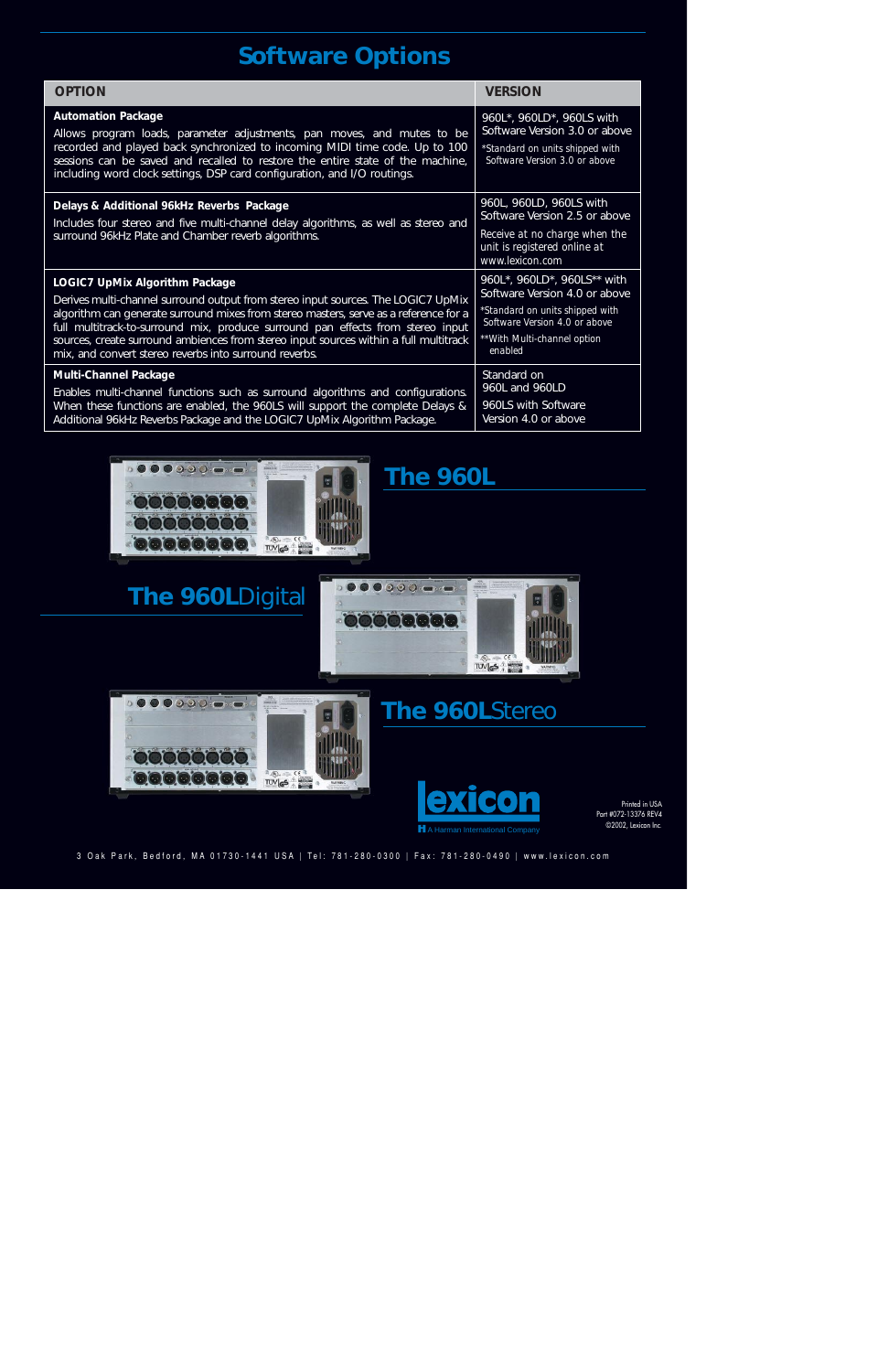# Software Options

| OPTION | VERSION |
|---|---|
| **Automation Package**<br>Allows program loads, parameter adjustments, pan moves, and mutes to be recorded and played back synchronized to incoming MIDI time code. Up to 100 sessions can be saved and recalled to restore the entire state of the machine, including word clock settings, DSP card configuration, and I/O routings. | 960L*, 960LD*, 960LS with Software Version 3.0 or above<br>*Standard on units shipped with Software Version 3.0 or above |
| **Delays & Additional 96kHz Reverbs Package**<br>Includes four stereo and five multi-channel delay algorithms, as well as stereo and surround 96kHz Plate and Chamber reverb algorithms. | 960L, 960LD, 960LS with Software Version 2.5 or above<br>Receive at no charge when the unit is registered online at www.lexicon.com |
| **LOGIC7 UpMix Algorithm Package**<br>Derives multi-channel surround output from stereo input sources. The LOGIC7 UpMix algorithm can generate surround mixes from stereo masters, serve as a reference for a full multitrack-to-surround mix, produce surround pan effects from stereo input sources, create surround ambiences from stereo input sources within a full multitrack mix, and convert stereo reverbs into surround reverbs. | 960L*, 960LD*, 960LS** with Software Version 4.0 or above<br>*Standard on units shipped with Software Version 4.0 or above<br>**With Multi-channel option enabled |
| **Multi-Channel Package**<br>Enables multi-channel functions such as surround algorithms and configurations. When these functions are enabled, the 960LS will support the complete Delays & Additional 96kHz Reverbs Package and the LOGIC7 UpMix Algorithm Package. | Standard on 960L and 960LD<br>960LS with Software Version 4.0 or above |

## The 960L

## The 960LDigital

## The 960LStereo

lexicon

A Harman International Company

Printed in USA
Part #072-13376 REV4
©2002, Lexicon Inc.

3 Oak Park, Bedford, MA 01730-1441 USA | Tel: 781-280-0300 | Fax: 781-280-0490 | www.lexicon.com